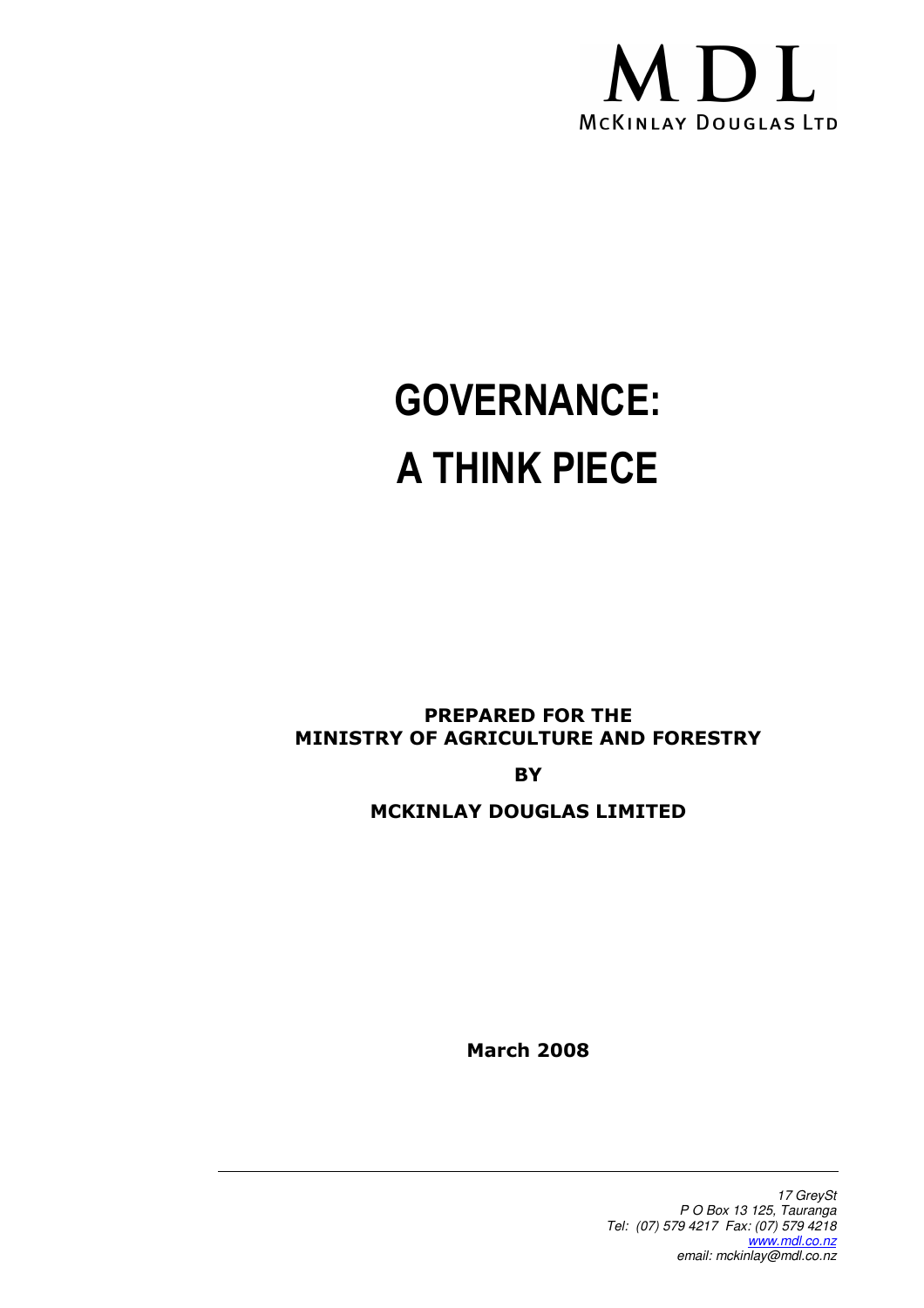MDL

McKINLAY DOUGLAS LTD

# GOVERNANCE: A THINK PIECE

**PREPARED FOR THE MINISTRY OF AGRICULTURE AND FORESTRY**

**BY**

**MCKINLAY DOUGLAS LIMITED**

**March 2008**

*17 GreySt*
*P O Box 13 125, Tauranga*
*Tel: (07) 579 4217 Fax: (07) 579 4218*
*www.mdl.co.nz*
*email: mckinlay@mdl.co.nz*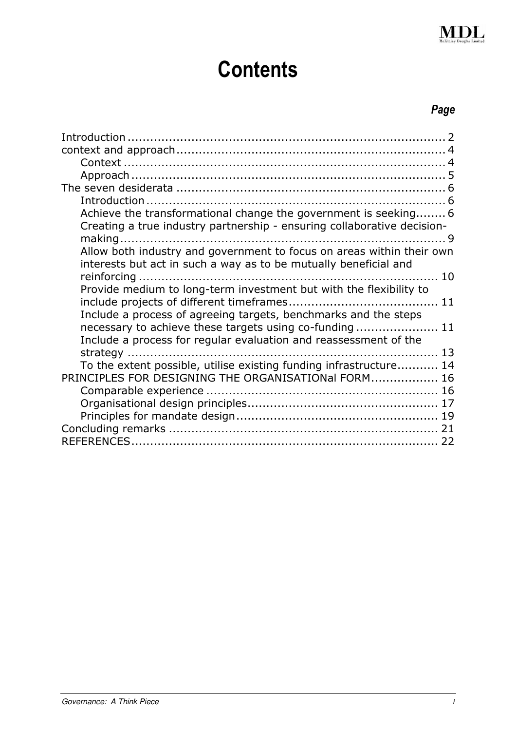# Contents

*Page*

- Introduction 2
- context and approach 4
  - Context 4
  - Approach 5
- The seven desiderata 6
  - Introduction 6
  - Achieve the transformational change the government is seeking 6
  - Creating a true industry partnership - ensuring collaborative decision-making 9
  - Allow both industry and government to focus on areas within their own interests but act in such a way as to be mutually beneficial and reinforcing 10
  - Provide medium to long-term investment but with the flexibility to include projects of different timeframes 11
  - Include a process of agreeing targets, benchmarks and the steps necessary to achieve these targets using co-funding 11
  - Include a process for regular evaluation and reassessment of the strategy 13
  - To the extent possible, utilise existing funding infrastructure 14
- PRINCIPLES FOR DESIGNING THE ORGANISATIONal FORM 16
  - Comparable experience 16
  - Organisational design principles 17
  - Principles for mandate design 19
- Concluding remarks 21
- REFERENCES 22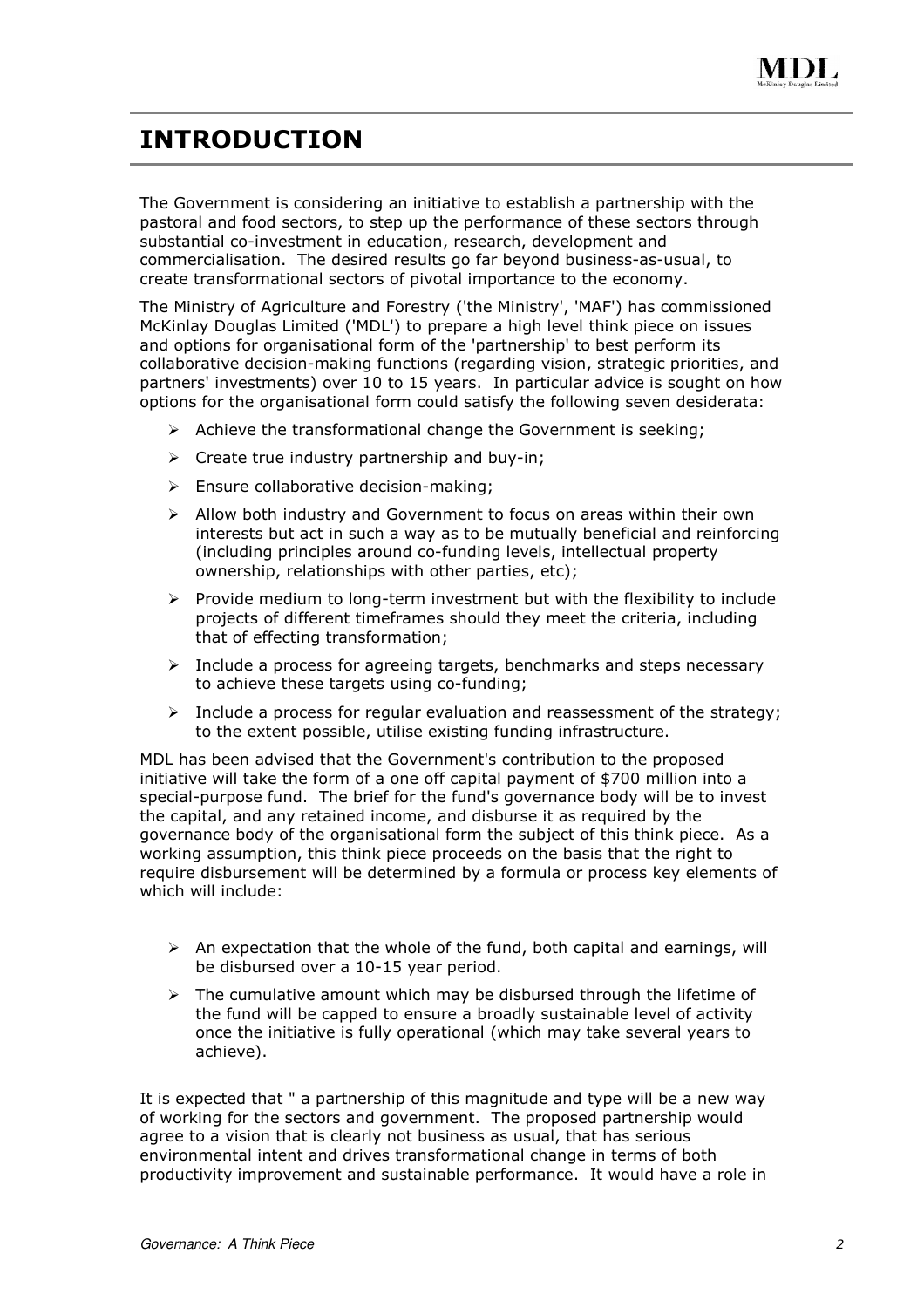# INTRODUCTION

The Government is considering an initiative to establish a partnership with the pastoral and food sectors, to step up the performance of these sectors through substantial co-investment in education, research, development and commercialisation. The desired results go far beyond business-as-usual, to create transformational sectors of pivotal importance to the economy.

The Ministry of Agriculture and Forestry ('the Ministry', 'MAF') has commissioned McKinlay Douglas Limited ('MDL') to prepare a high level think piece on issues and options for organisational form of the 'partnership' to best perform its collaborative decision-making functions (regarding vision, strategic priorities, and partners' investments) over 10 to 15 years. In particular advice is sought on how options for the organisational form could satisfy the following seven desiderata:

- Achieve the transformational change the Government is seeking;
- Create true industry partnership and buy-in;
- Ensure collaborative decision-making;
- Allow both industry and Government to focus on areas within their own interests but act in such a way as to be mutually beneficial and reinforcing (including principles around co-funding levels, intellectual property ownership, relationships with other parties, etc);
- Provide medium to long-term investment but with the flexibility to include projects of different timeframes should they meet the criteria, including that of effecting transformation;
- Include a process for agreeing targets, benchmarks and steps necessary to achieve these targets using co-funding;
- Include a process for regular evaluation and reassessment of the strategy; to the extent possible, utilise existing funding infrastructure.

MDL has been advised that the Government's contribution to the proposed initiative will take the form of a one off capital payment of $700 million into a special-purpose fund. The brief for the fund's governance body will be to invest the capital, and any retained income, and disburse it as required by the governance body of the organisational form the subject of this think piece. As a working assumption, this think piece proceeds on the basis that the right to require disbursement will be determined by a formula or process key elements of which will include:

- An expectation that the whole of the fund, both capital and earnings, will be disbursed over a 10-15 year period.
- The cumulative amount which may be disbursed through the lifetime of the fund will be capped to ensure a broadly sustainable level of activity once the initiative is fully operational (which may take several years to achieve).

It is expected that " a partnership of this magnitude and type will be a new way of working for the sectors and government. The proposed partnership would agree to a vision that is clearly not business as usual, that has serious environmental intent and drives transformational change in terms of both productivity improvement and sustainable performance. It would have a role in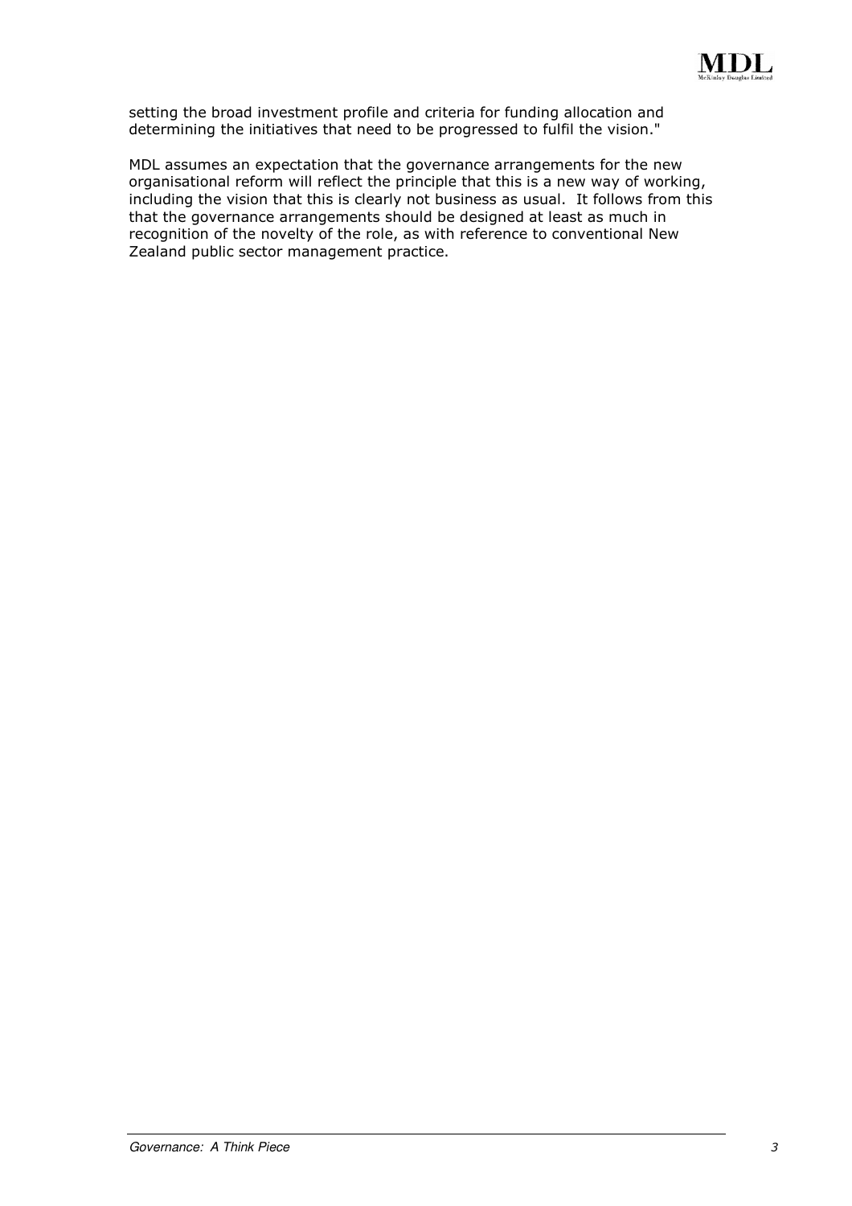setting the broad investment profile and criteria for funding allocation and determining the initiatives that need to be progressed to fulfil the vision."

MDL assumes an expectation that the governance arrangements for the new organisational reform will reflect the principle that this is a new way of working, including the vision that this is clearly not business as usual. It follows from this that the governance arrangements should be designed at least as much in recognition of the novelty of the role, as with reference to conventional New Zealand public sector management practice.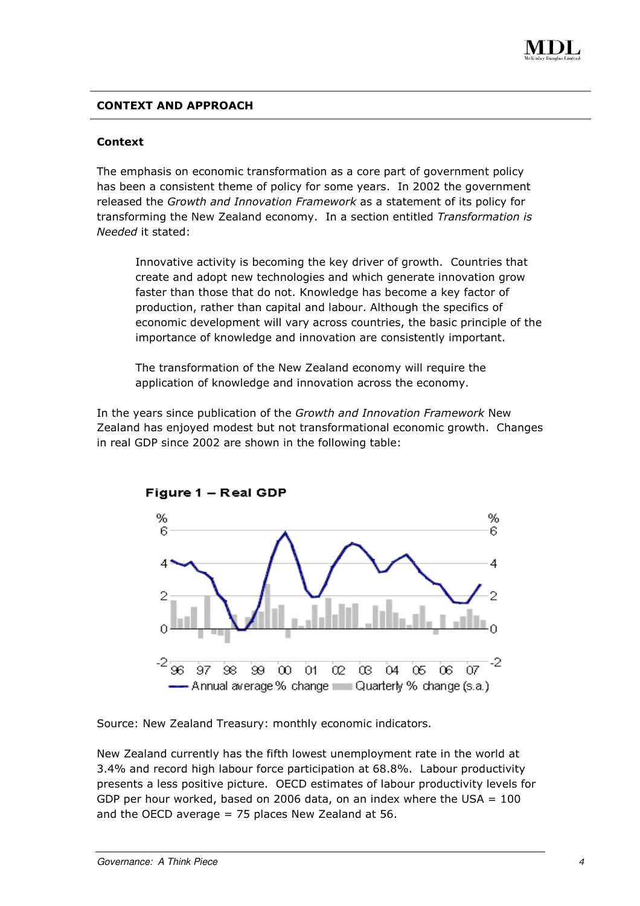## CONTEXT AND APPROACH

### Context

The emphasis on economic transformation as a core part of government policy has been a consistent theme of policy for some years. In 2002 the government released the *Growth and Innovation Framework* as a statement of its policy for transforming the New Zealand economy. In a section entitled *Transformation is Needed* it stated:

> Innovative activity is becoming the key driver of growth. Countries that create and adopt new technologies and which generate innovation grow faster than those that do not. Knowledge has become a key factor of production, rather than capital and labour. Although the specifics of economic development will vary across countries, the basic principle of the importance of knowledge and innovation are consistently important.
>
> The transformation of the New Zealand economy will require the application of knowledge and innovation across the economy.

In the years since publication of the *Growth and Innovation Framework* New Zealand has enjoyed modest but not transformational economic growth. Changes in real GDP since 2002 are shown in the following table:

**Figure 1 – Real GDP**

Annual average % change / Quarterly % change (s.a.)

Source: New Zealand Treasury: monthly economic indicators.

New Zealand currently has the fifth lowest unemployment rate in the world at 3.4% and record high labour force participation at 68.8%. Labour productivity presents a less positive picture. OECD estimates of labour productivity levels for GDP per hour worked, based on 2006 data, on an index where the USA = 100 and the OECD average = 75 places New Zealand at 56.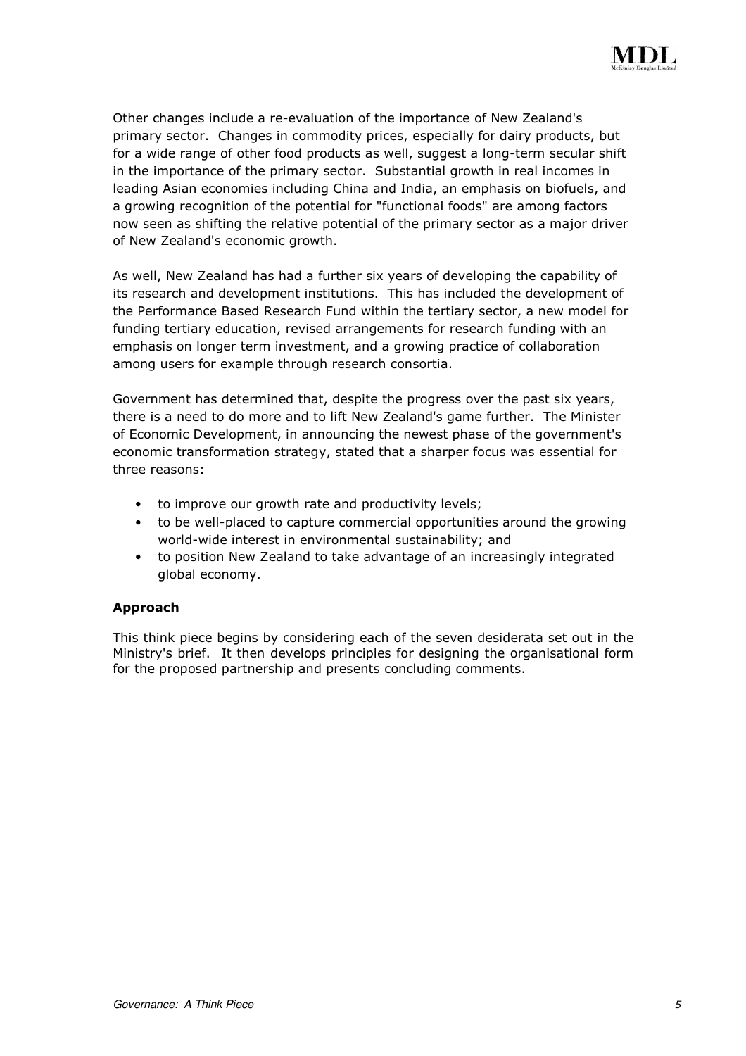Other changes include a re-evaluation of the importance of New Zealand's primary sector. Changes in commodity prices, especially for dairy products, but for a wide range of other food products as well, suggest a long-term secular shift in the importance of the primary sector. Substantial growth in real incomes in leading Asian economies including China and India, an emphasis on biofuels, and a growing recognition of the potential for "functional foods" are among factors now seen as shifting the relative potential of the primary sector as a major driver of New Zealand's economic growth.

As well, New Zealand has had a further six years of developing the capability of its research and development institutions. This has included the development of the Performance Based Research Fund within the tertiary sector, a new model for funding tertiary education, revised arrangements for research funding with an emphasis on longer term investment, and a growing practice of collaboration among users for example through research consortia.

Government has determined that, despite the progress over the past six years, there is a need to do more and to lift New Zealand's game further. The Minister of Economic Development, in announcing the newest phase of the government's economic transformation strategy, stated that a sharper focus was essential for three reasons:

- to improve our growth rate and productivity levels;
- to be well-placed to capture commercial opportunities around the growing world-wide interest in environmental sustainability; and
- to position New Zealand to take advantage of an increasingly integrated global economy.

**Approach**

This think piece begins by considering each of the seven desiderata set out in the Ministry's brief. It then develops principles for designing the organisational form for the proposed partnership and presents concluding comments.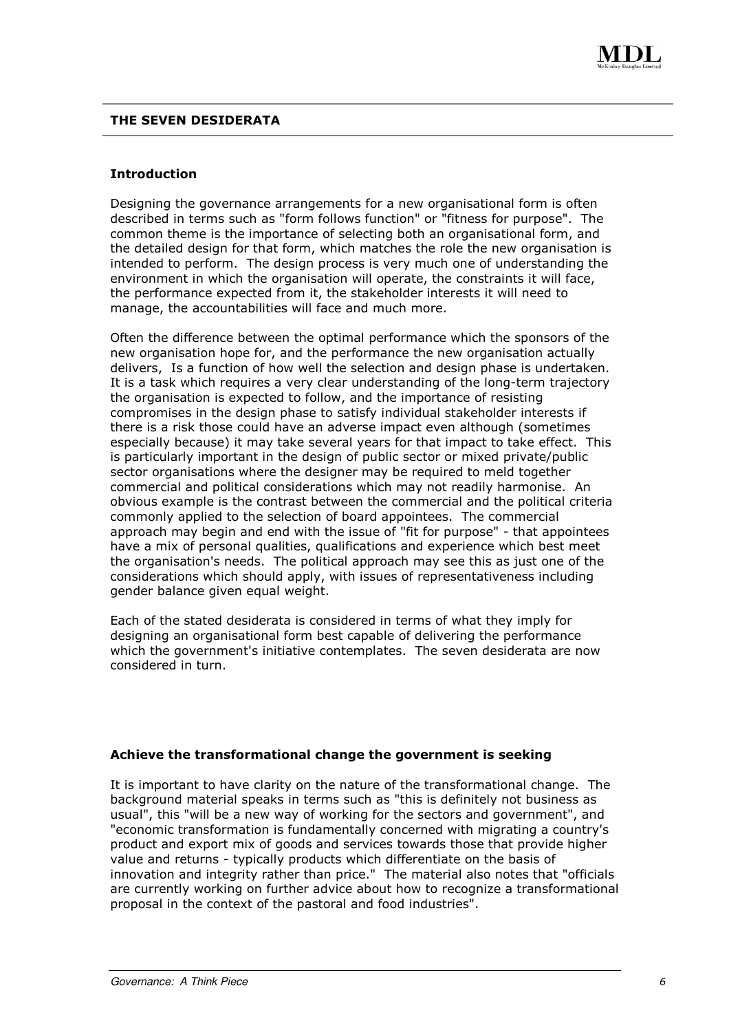## THE SEVEN DESIDERATA

### Introduction

Designing the governance arrangements for a new organisational form is often described in terms such as "form follows function" or "fitness for purpose". The common theme is the importance of selecting both an organisational form, and the detailed design for that form, which matches the role the new organisation is intended to perform. The design process is very much one of understanding the environment in which the organisation will operate, the constraints it will face, the performance expected from it, the stakeholder interests it will need to manage, the accountabilities will face and much more.

Often the difference between the optimal performance which the sponsors of the new organisation hope for, and the performance the new organisation actually delivers, Is a function of how well the selection and design phase is undertaken. It is a task which requires a very clear understanding of the long-term trajectory the organisation is expected to follow, and the importance of resisting compromises in the design phase to satisfy individual stakeholder interests if there is a risk those could have an adverse impact even although (sometimes especially because) it may take several years for that impact to take effect. This is particularly important in the design of public sector or mixed private/public sector organisations where the designer may be required to meld together commercial and political considerations which may not readily harmonise. An obvious example is the contrast between the commercial and the political criteria commonly applied to the selection of board appointees. The commercial approach may begin and end with the issue of "fit for purpose" - that appointees have a mix of personal qualities, qualifications and experience which best meet the organisation's needs. The political approach may see this as just one of the considerations which should apply, with issues of representativeness including gender balance given equal weight.

Each of the stated desiderata is considered in terms of what they imply for designing an organisational form best capable of delivering the performance which the government's initiative contemplates. The seven desiderata are now considered in turn.

### Achieve the transformational change the government is seeking

It is important to have clarity on the nature of the transformational change. The background material speaks in terms such as "this is definitely not business as usual", this "will be a new way of working for the sectors and government", and "economic transformation is fundamentally concerned with migrating a country's product and export mix of goods and services towards those that provide higher value and returns - typically products which differentiate on the basis of innovation and integrity rather than price." The material also notes that "officials are currently working on further advice about how to recognize a transformational proposal in the context of the pastoral and food industries".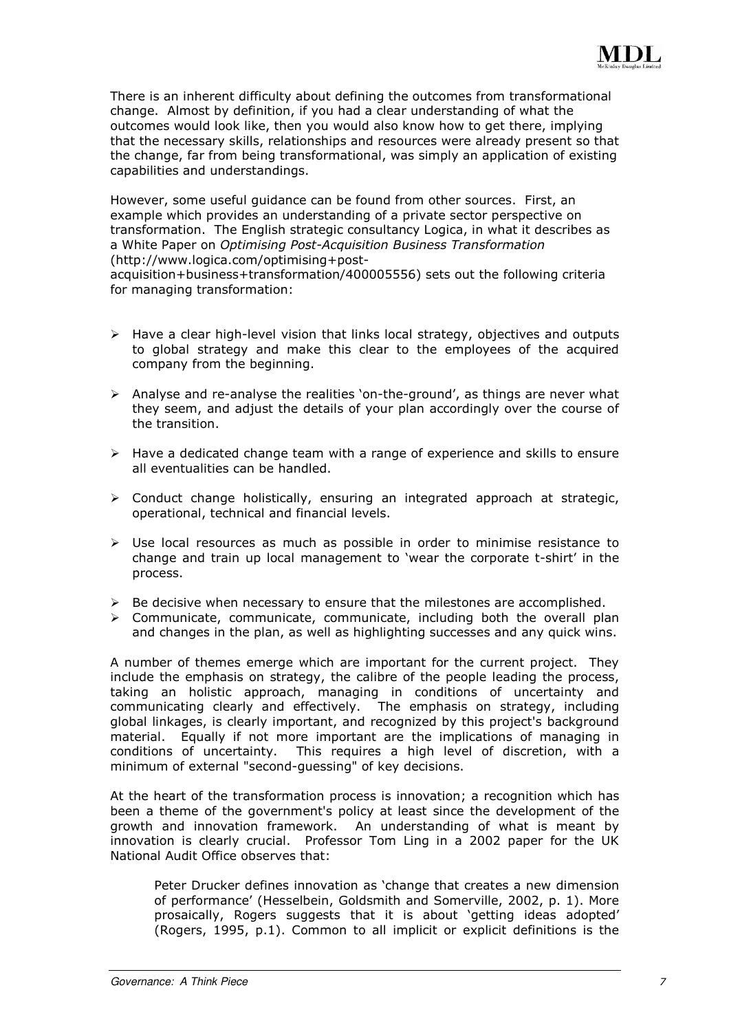There is an inherent difficulty about defining the outcomes from transformational change. Almost by definition, if you had a clear understanding of what the outcomes would look like, then you would also know how to get there, implying that the necessary skills, relationships and resources were already present so that the change, far from being transformational, was simply an application of existing capabilities and understandings.

However, some useful guidance can be found from other sources. First, an example which provides an understanding of a private sector perspective on transformation. The English strategic consultancy Logica, in what it describes as a White Paper on *Optimising Post-Acquisition Business Transformation* (http://www.logica.com/optimising+post-acquisition+business+transformation/400005556) sets out the following criteria for managing transformation:

- Have a clear high-level vision that links local strategy, objectives and outputs to global strategy and make this clear to the employees of the acquired company from the beginning.
- Analyse and re-analyse the realities 'on-the-ground', as things are never what they seem, and adjust the details of your plan accordingly over the course of the transition.
- Have a dedicated change team with a range of experience and skills to ensure all eventualities can be handled.
- Conduct change holistically, ensuring an integrated approach at strategic, operational, technical and financial levels.
- Use local resources as much as possible in order to minimise resistance to change and train up local management to 'wear the corporate t-shirt' in the process.
- Be decisive when necessary to ensure that the milestones are accomplished.
- Communicate, communicate, communicate, including both the overall plan and changes in the plan, as well as highlighting successes and any quick wins.

A number of themes emerge which are important for the current project. They include the emphasis on strategy, the calibre of the people leading the process, taking an holistic approach, managing in conditions of uncertainty and communicating clearly and effectively. The emphasis on strategy, including global linkages, is clearly important, and recognized by this project's background material. Equally if not more important are the implications of managing in conditions of uncertainty. This requires a high level of discretion, with a minimum of external "second-guessing" of key decisions.

At the heart of the transformation process is innovation; a recognition which has been a theme of the government's policy at least since the development of the growth and innovation framework. An understanding of what is meant by innovation is clearly crucial. Professor Tom Ling in a 2002 paper for the UK National Audit Office observes that:

> Peter Drucker defines innovation as 'change that creates a new dimension of performance' (Hesselbein, Goldsmith and Somerville, 2002, p. 1). More prosaically, Rogers suggests that it is about 'getting ideas adopted' (Rogers, 1995, p.1). Common to all implicit or explicit definitions is the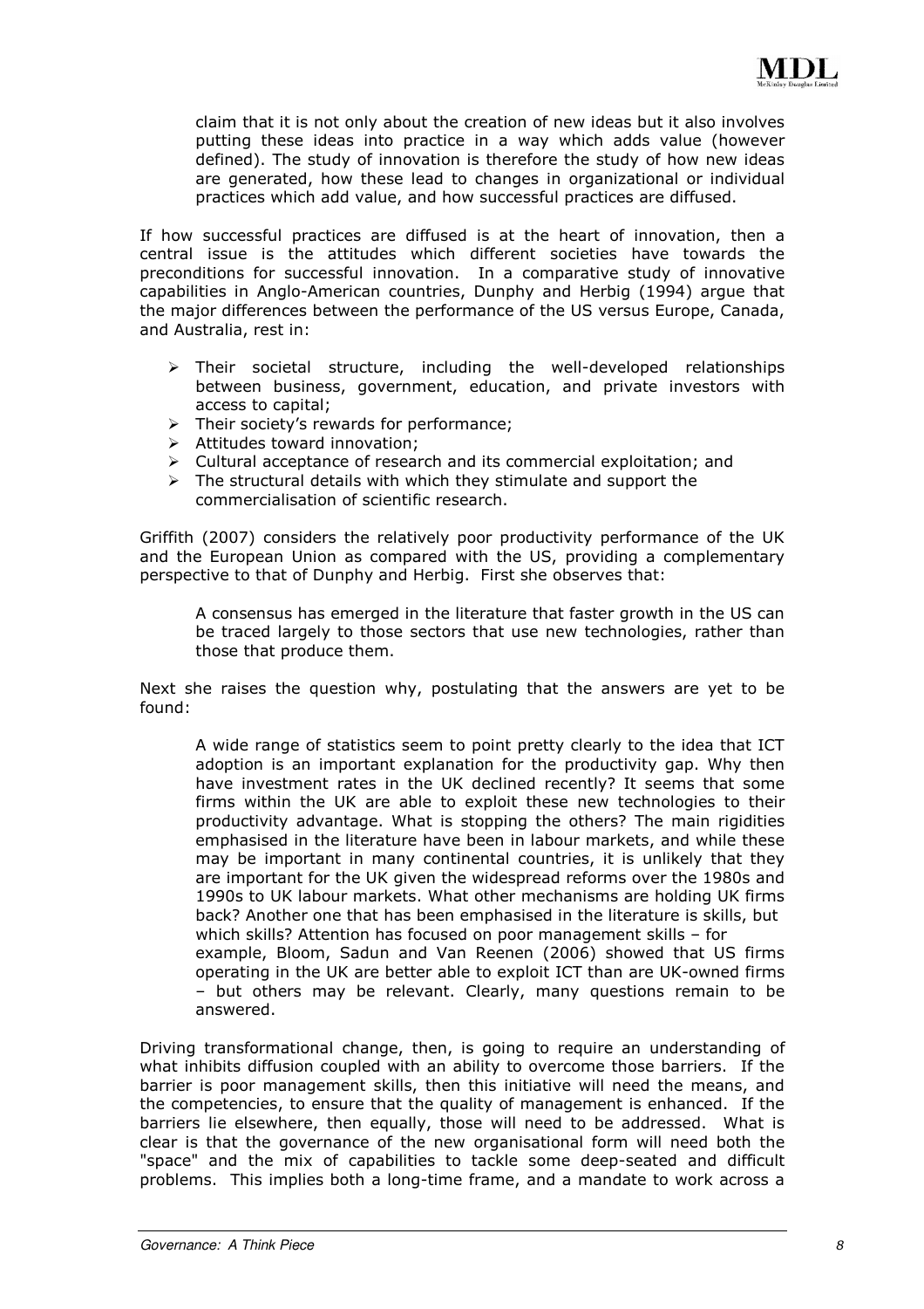> claim that it is not only about the creation of new ideas but it also involves putting these ideas into practice in a way which adds value (however defined). The study of innovation is therefore the study of how new ideas are generated, how these lead to changes in organizational or individual practices which add value, and how successful practices are diffused.

If how successful practices are diffused is at the heart of innovation, then a central issue is the attitudes which different societies have towards the preconditions for successful innovation. In a comparative study of innovative capabilities in Anglo-American countries, Dunphy and Herbig (1994) argue that the major differences between the performance of the US versus Europe, Canada, and Australia, rest in:

- Their societal structure, including the well-developed relationships between business, government, education, and private investors with access to capital;
- Their society's rewards for performance;
- Attitudes toward innovation;
- Cultural acceptance of research and its commercial exploitation; and
- The structural details with which they stimulate and support the commercialisation of scientific research.

Griffith (2007) considers the relatively poor productivity performance of the UK and the European Union as compared with the US, providing a complementary perspective to that of Dunphy and Herbig. First she observes that:

> A consensus has emerged in the literature that faster growth in the US can be traced largely to those sectors that use new technologies, rather than those that produce them.

Next she raises the question why, postulating that the answers are yet to be found:

> A wide range of statistics seem to point pretty clearly to the idea that ICT adoption is an important explanation for the productivity gap. Why then have investment rates in the UK declined recently? It seems that some firms within the UK are able to exploit these new technologies to their productivity advantage. What is stopping the others? The main rigidities emphasised in the literature have been in labour markets, and while these may be important in many continental countries, it is unlikely that they are important for the UK given the widespread reforms over the 1980s and 1990s to UK labour markets. What other mechanisms are holding UK firms back? Another one that has been emphasised in the literature is skills, but which skills? Attention has focused on poor management skills – for example, Bloom, Sadun and Van Reenen (2006) showed that US firms operating in the UK are better able to exploit ICT than are UK-owned firms – but others may be relevant. Clearly, many questions remain to be answered.

Driving transformational change, then, is going to require an understanding of what inhibits diffusion coupled with an ability to overcome those barriers. If the barrier is poor management skills, then this initiative will need the means, and the competencies, to ensure that the quality of management is enhanced. If the barriers lie elsewhere, then equally, those will need to be addressed. What is clear is that the governance of the new organisational form will need both the "space" and the mix of capabilities to tackle some deep-seated and difficult problems. This implies both a long-time frame, and a mandate to work across a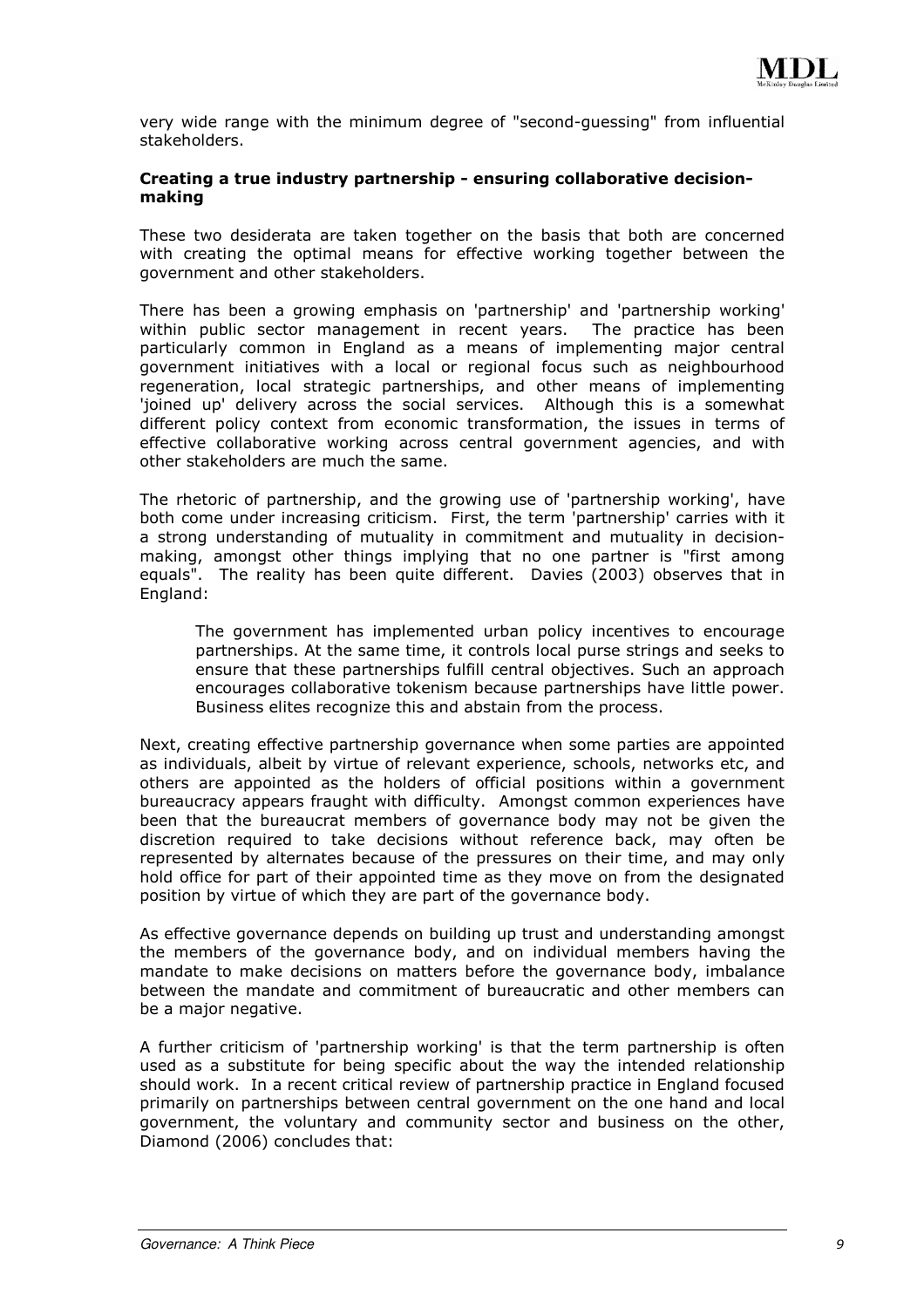very wide range with the minimum degree of "second-guessing" from influential stakeholders.

**Creating a true industry partnership - ensuring collaborative decision-making**

These two desiderata are taken together on the basis that both are concerned with creating the optimal means for effective working together between the government and other stakeholders.

There has been a growing emphasis on 'partnership' and 'partnership working' within public sector management in recent years. The practice has been particularly common in England as a means of implementing major central government initiatives with a local or regional focus such as neighbourhood regeneration, local strategic partnerships, and other means of implementing 'joined up' delivery across the social services. Although this is a somewhat different policy context from economic transformation, the issues in terms of effective collaborative working across central government agencies, and with other stakeholders are much the same.

The rhetoric of partnership, and the growing use of 'partnership working', have both come under increasing criticism. First, the term 'partnership' carries with it a strong understanding of mutuality in commitment and mutuality in decision-making, amongst other things implying that no one partner is "first among equals". The reality has been quite different. Davies (2003) observes that in England:

> The government has implemented urban policy incentives to encourage partnerships. At the same time, it controls local purse strings and seeks to ensure that these partnerships fulfill central objectives. Such an approach encourages collaborative tokenism because partnerships have little power. Business elites recognize this and abstain from the process.

Next, creating effective partnership governance when some parties are appointed as individuals, albeit by virtue of relevant experience, schools, networks etc, and others are appointed as the holders of official positions within a government bureaucracy appears fraught with difficulty. Amongst common experiences have been that the bureaucrat members of governance body may not be given the discretion required to take decisions without reference back, may often be represented by alternates because of the pressures on their time, and may only hold office for part of their appointed time as they move on from the designated position by virtue of which they are part of the governance body.

As effective governance depends on building up trust and understanding amongst the members of the governance body, and on individual members having the mandate to make decisions on matters before the governance body, imbalance between the mandate and commitment of bureaucratic and other members can be a major negative.

A further criticism of 'partnership working' is that the term partnership is often used as a substitute for being specific about the way the intended relationship should work. In a recent critical review of partnership practice in England focused primarily on partnerships between central government on the one hand and local government, the voluntary and community sector and business on the other, Diamond (2006) concludes that: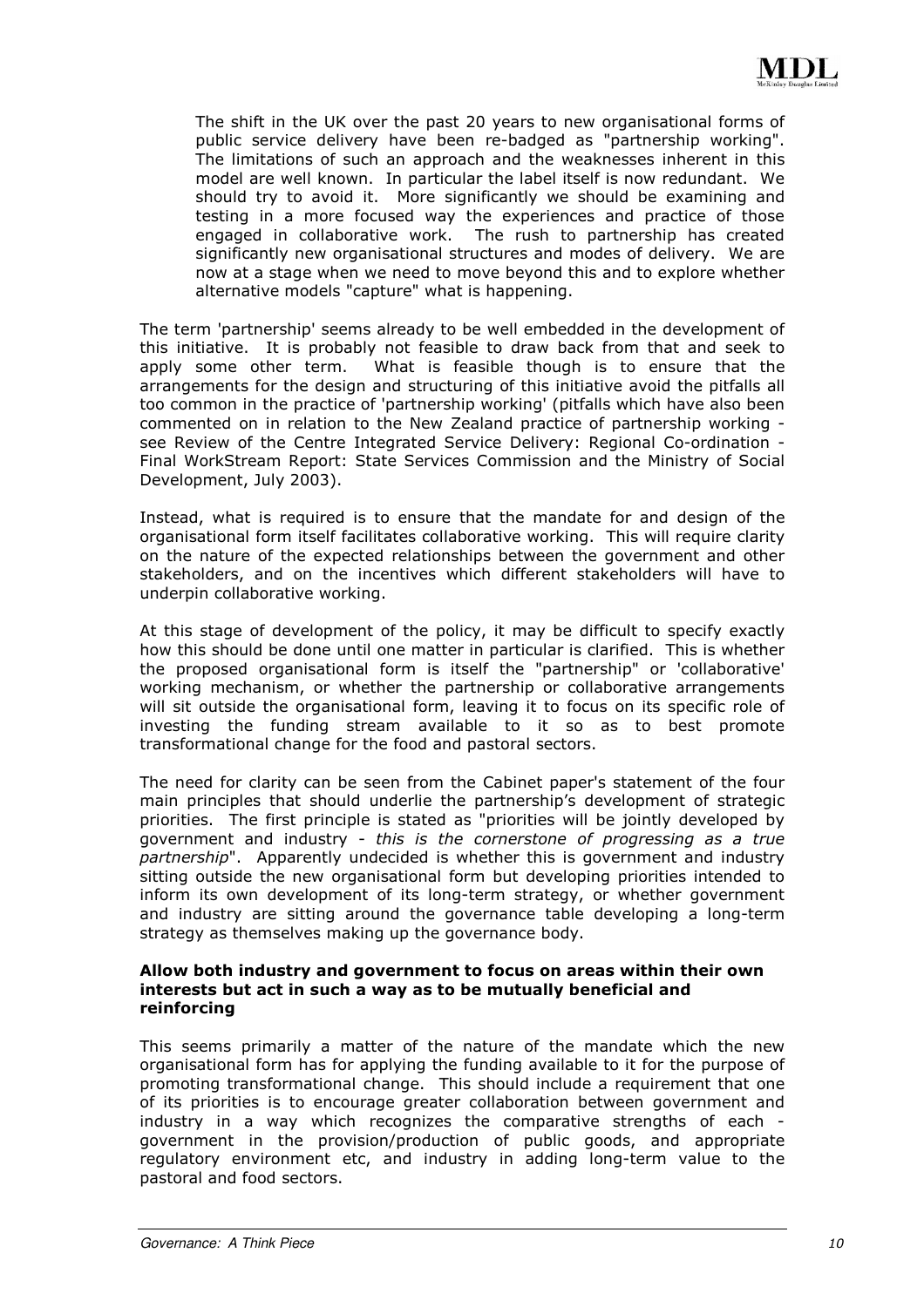> The shift in the UK over the past 20 years to new organisational forms of public service delivery have been re-badged as "partnership working". The limitations of such an approach and the weaknesses inherent in this model are well known. In particular the label itself is now redundant. We should try to avoid it. More significantly we should be examining and testing in a more focused way the experiences and practice of those engaged in collaborative work. The rush to partnership has created significantly new organisational structures and modes of delivery. We are now at a stage when we need to move beyond this and to explore whether alternative models "capture" what is happening.

The term 'partnership' seems already to be well embedded in the development of this initiative. It is probably not feasible to draw back from that and seek to apply some other term. What is feasible though is to ensure that the arrangements for the design and structuring of this initiative avoid the pitfalls all too common in the practice of 'partnership working' (pitfalls which have also been commented on in relation to the New Zealand practice of partnership working - see Review of the Centre Integrated Service Delivery: Regional Co-ordination - Final WorkStream Report: State Services Commission and the Ministry of Social Development, July 2003).

Instead, what is required is to ensure that the mandate for and design of the organisational form itself facilitates collaborative working. This will require clarity on the nature of the expected relationships between the government and other stakeholders, and on the incentives which different stakeholders will have to underpin collaborative working.

At this stage of development of the policy, it may be difficult to specify exactly how this should be done until one matter in particular is clarified. This is whether the proposed organisational form is itself the "partnership" or 'collaborative' working mechanism, or whether the partnership or collaborative arrangements will sit outside the organisational form, leaving it to focus on its specific role of investing the funding stream available to it so as to best promote transformational change for the food and pastoral sectors.

The need for clarity can be seen from the Cabinet paper's statement of the four main principles that should underlie the partnership's development of strategic priorities. The first principle is stated as "priorities will be jointly developed by government and industry - *this is the cornerstone of progressing as a true partnership*". Apparently undecided is whether this is government and industry sitting outside the new organisational form but developing priorities intended to inform its own development of its long-term strategy, or whether government and industry are sitting around the governance table developing a long-term strategy as themselves making up the governance body.

**Allow both industry and government to focus on areas within their own interests but act in such a way as to be mutually beneficial and reinforcing**

This seems primarily a matter of the nature of the mandate which the new organisational form has for applying the funding available to it for the purpose of promoting transformational change. This should include a requirement that one of its priorities is to encourage greater collaboration between government and industry in a way which recognizes the comparative strengths of each - government in the provision/production of public goods, and appropriate regulatory environment etc, and industry in adding long-term value to the pastoral and food sectors.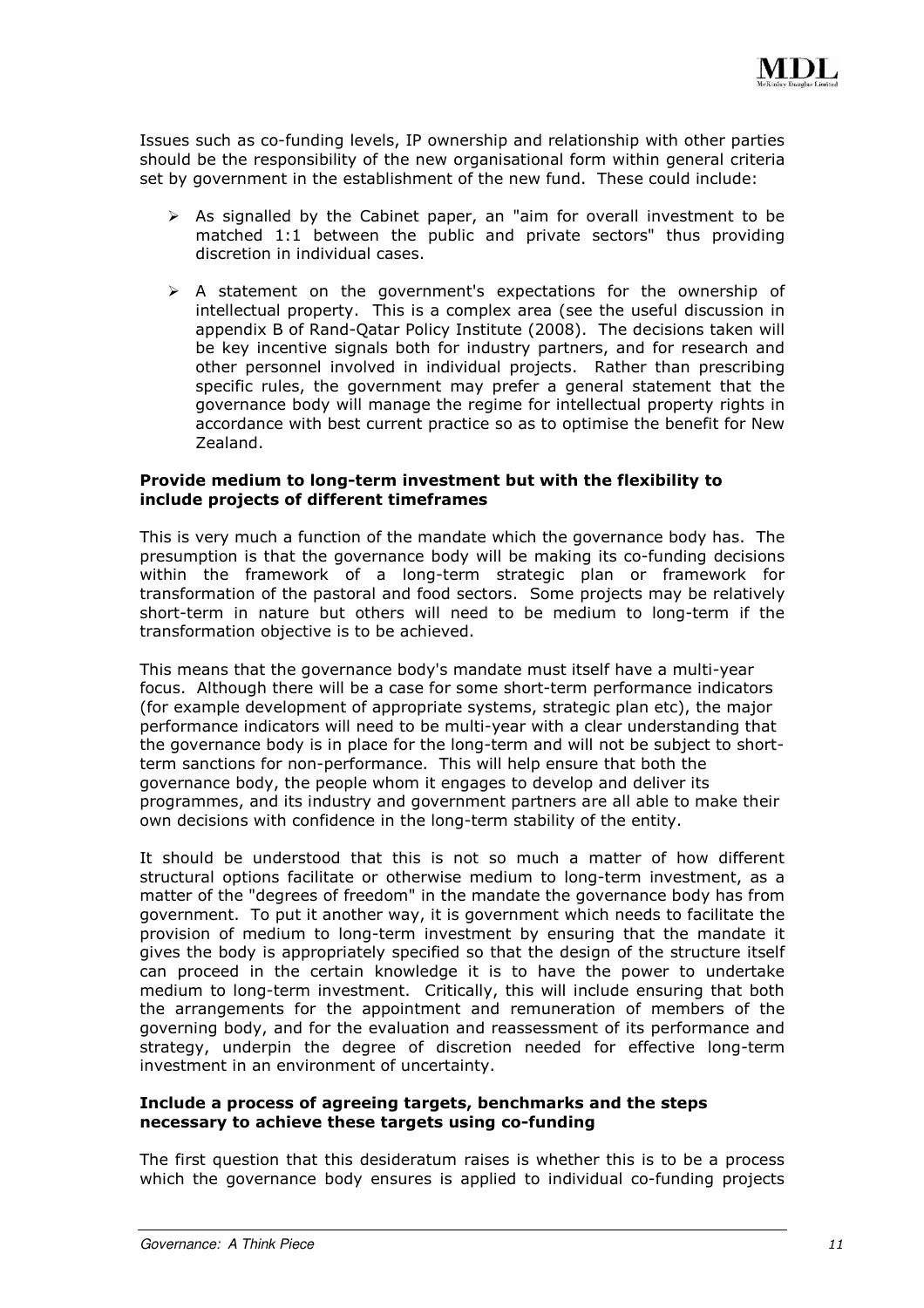Issues such as co-funding levels, IP ownership and relationship with other parties should be the responsibility of the new organisational form within general criteria set by government in the establishment of the new fund. These could include:

- As signalled by the Cabinet paper, an "aim for overall investment to be matched 1:1 between the public and private sectors" thus providing discretion in individual cases.
- A statement on the government's expectations for the ownership of intellectual property. This is a complex area (see the useful discussion in appendix B of Rand-Qatar Policy Institute (2008). The decisions taken will be key incentive signals both for industry partners, and for research and other personnel involved in individual projects. Rather than prescribing specific rules, the government may prefer a general statement that the governance body will manage the regime for intellectual property rights in accordance with best current practice so as to optimise the benefit for New Zealand.

**Provide medium to long-term investment but with the flexibility to include projects of different timeframes**

This is very much a function of the mandate which the governance body has. The presumption is that the governance body will be making its co-funding decisions within the framework of a long-term strategic plan or framework for transformation of the pastoral and food sectors. Some projects may be relatively short-term in nature but others will need to be medium to long-term if the transformation objective is to be achieved.

This means that the governance body's mandate must itself have a multi-year focus. Although there will be a case for some short-term performance indicators (for example development of appropriate systems, strategic plan etc), the major performance indicators will need to be multi-year with a clear understanding that the governance body is in place for the long-term and will not be subject to short-term sanctions for non-performance. This will help ensure that both the governance body, the people whom it engages to develop and deliver its programmes, and its industry and government partners are all able to make their own decisions with confidence in the long-term stability of the entity.

It should be understood that this is not so much a matter of how different structural options facilitate or otherwise medium to long-term investment, as a matter of the "degrees of freedom" in the mandate the governance body has from government. To put it another way, it is government which needs to facilitate the provision of medium to long-term investment by ensuring that the mandate it gives the body is appropriately specified so that the design of the structure itself can proceed in the certain knowledge it is to have the power to undertake medium to long-term investment. Critically, this will include ensuring that both the arrangements for the appointment and remuneration of members of the governing body, and for the evaluation and reassessment of its performance and strategy, underpin the degree of discretion needed for effective long-term investment in an environment of uncertainty.

**Include a process of agreeing targets, benchmarks and the steps necessary to achieve these targets using co-funding**

The first question that this desideratum raises is whether this is to be a process which the governance body ensures is applied to individual co-funding projects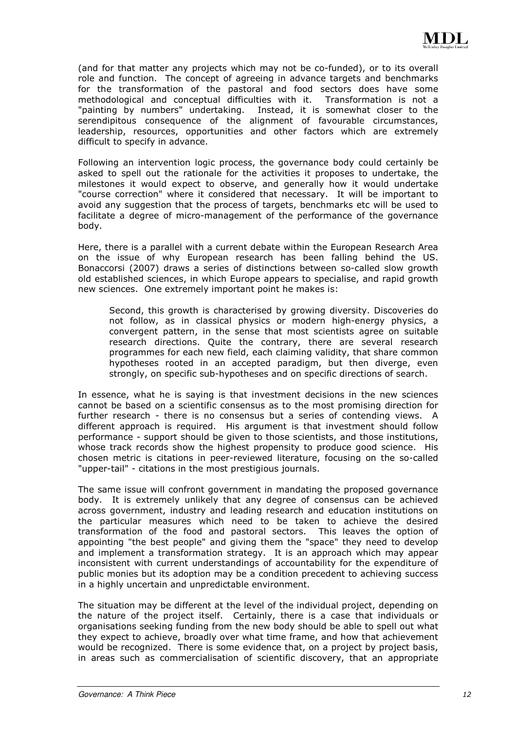(and for that matter any projects which may not be co-funded), or to its overall role and function. The concept of agreeing in advance targets and benchmarks for the transformation of the pastoral and food sectors does have some methodological and conceptual difficulties with it. Transformation is not a "painting by numbers" undertaking. Instead, it is somewhat closer to the serendipitous consequence of the alignment of favourable circumstances, leadership, resources, opportunities and other factors which are extremely difficult to specify in advance.

Following an intervention logic process, the governance body could certainly be asked to spell out the rationale for the activities it proposes to undertake, the milestones it would expect to observe, and generally how it would undertake "course correction" where it considered that necessary. It will be important to avoid any suggestion that the process of targets, benchmarks etc will be used to facilitate a degree of micro-management of the performance of the governance body.

Here, there is a parallel with a current debate within the European Research Area on the issue of why European research has been falling behind the US. Bonaccorsi (2007) draws a series of distinctions between so-called slow growth old established sciences, in which Europe appears to specialise, and rapid growth new sciences. One extremely important point he makes is:

> Second, this growth is characterised by growing diversity. Discoveries do not follow, as in classical physics or modern high-energy physics, a convergent pattern, in the sense that most scientists agree on suitable research directions. Quite the contrary, there are several research programmes for each new field, each claiming validity, that share common hypotheses rooted in an accepted paradigm, but then diverge, even strongly, on specific sub-hypotheses and on specific directions of search.

In essence, what he is saying is that investment decisions in the new sciences cannot be based on a scientific consensus as to the most promising direction for further research - there is no consensus but a series of contending views. A different approach is required. His argument is that investment should follow performance - support should be given to those scientists, and those institutions, whose track records show the highest propensity to produce good science. His chosen metric is citations in peer-reviewed literature, focusing on the so-called "upper-tail" - citations in the most prestigious journals.

The same issue will confront government in mandating the proposed governance body. It is extremely unlikely that any degree of consensus can be achieved across government, industry and leading research and education institutions on the particular measures which need to be taken to achieve the desired transformation of the food and pastoral sectors. This leaves the option of appointing "the best people" and giving them the "space" they need to develop and implement a transformation strategy. It is an approach which may appear inconsistent with current understandings of accountability for the expenditure of public monies but its adoption may be a condition precedent to achieving success in a highly uncertain and unpredictable environment.

The situation may be different at the level of the individual project, depending on the nature of the project itself. Certainly, there is a case that individuals or organisations seeking funding from the new body should be able to spell out what they expect to achieve, broadly over what time frame, and how that achievement would be recognized. There is some evidence that, on a project by project basis, in areas such as commercialisation of scientific discovery, that an appropriate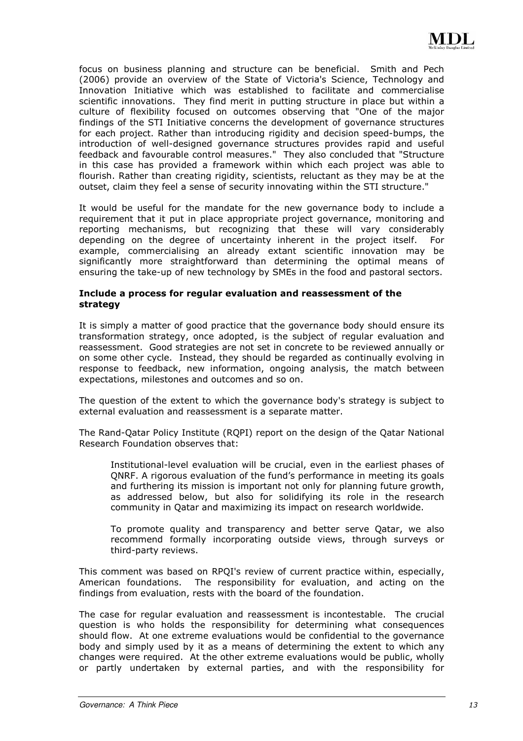focus on business planning and structure can be beneficial. Smith and Pech (2006) provide an overview of the State of Victoria's Science, Technology and Innovation Initiative which was established to facilitate and commercialise scientific innovations. They find merit in putting structure in place but within a culture of flexibility focused on outcomes observing that "One of the major findings of the STI Initiative concerns the development of governance structures for each project. Rather than introducing rigidity and decision speed-bumps, the introduction of well-designed governance structures provides rapid and useful feedback and favourable control measures." They also concluded that "Structure in this case has provided a framework within which each project was able to flourish. Rather than creating rigidity, scientists, reluctant as they may be at the outset, claim they feel a sense of security innovating within the STI structure."

It would be useful for the mandate for the new governance body to include a requirement that it put in place appropriate project governance, monitoring and reporting mechanisms, but recognizing that these will vary considerably depending on the degree of uncertainty inherent in the project itself. For example, commercialising an already extant scientific innovation may be significantly more straightforward than determining the optimal means of ensuring the take-up of new technology by SMEs in the food and pastoral sectors.

**Include a process for regular evaluation and reassessment of the strategy**

It is simply a matter of good practice that the governance body should ensure its transformation strategy, once adopted, is the subject of regular evaluation and reassessment. Good strategies are not set in concrete to be reviewed annually or on some other cycle. Instead, they should be regarded as continually evolving in response to feedback, new information, ongoing analysis, the match between expectations, milestones and outcomes and so on.

The question of the extent to which the governance body's strategy is subject to external evaluation and reassessment is a separate matter.

The Rand-Qatar Policy Institute (RQPI) report on the design of the Qatar National Research Foundation observes that:

> Institutional-level evaluation will be crucial, even in the earliest phases of QNRF. A rigorous evaluation of the fund's performance in meeting its goals and furthering its mission is important not only for planning future growth, as addressed below, but also for solidifying its role in the research community in Qatar and maximizing its impact on research worldwide.
>
> To promote quality and transparency and better serve Qatar, we also recommend formally incorporating outside views, through surveys or third-party reviews.

This comment was based on RPQI's review of current practice within, especially, American foundations. The responsibility for evaluation, and acting on the findings from evaluation, rests with the board of the foundation.

The case for regular evaluation and reassessment is incontestable. The crucial question is who holds the responsibility for determining what consequences should flow. At one extreme evaluations would be confidential to the governance body and simply used by it as a means of determining the extent to which any changes were required. At the other extreme evaluations would be public, wholly or partly undertaken by external parties, and with the responsibility for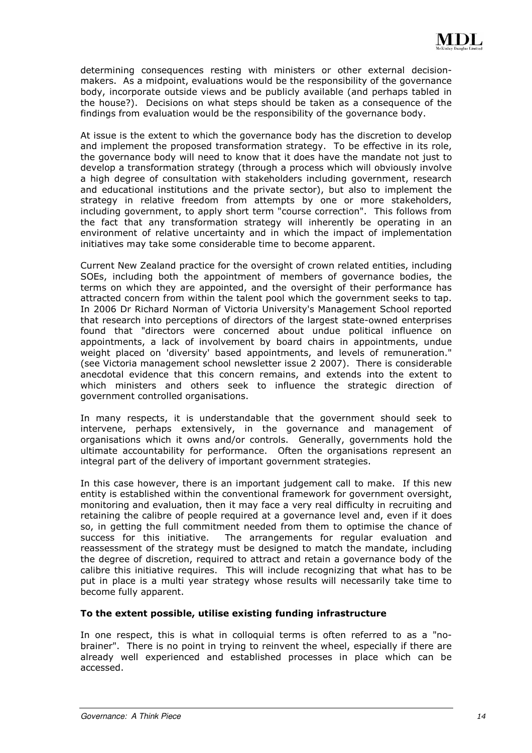determining consequences resting with ministers or other external decision-makers. As a midpoint, evaluations would be the responsibility of the governance body, incorporate outside views and be publicly available (and perhaps tabled in the house?). Decisions on what steps should be taken as a consequence of the findings from evaluation would be the responsibility of the governance body.

At issue is the extent to which the governance body has the discretion to develop and implement the proposed transformation strategy. To be effective in its role, the governance body will need to know that it does have the mandate not just to develop a transformation strategy (through a process which will obviously involve a high degree of consultation with stakeholders including government, research and educational institutions and the private sector), but also to implement the strategy in relative freedom from attempts by one or more stakeholders, including government, to apply short term "course correction". This follows from the fact that any transformation strategy will inherently be operating in an environment of relative uncertainty and in which the impact of implementation initiatives may take some considerable time to become apparent.

Current New Zealand practice for the oversight of crown related entities, including SOEs, including both the appointment of members of governance bodies, the terms on which they are appointed, and the oversight of their performance has attracted concern from within the talent pool which the government seeks to tap. In 2006 Dr Richard Norman of Victoria University's Management School reported that research into perceptions of directors of the largest state-owned enterprises found that "directors were concerned about undue political influence on appointments, a lack of involvement by board chairs in appointments, undue weight placed on 'diversity' based appointments, and levels of remuneration." (see Victoria management school newsletter issue 2 2007). There is considerable anecdotal evidence that this concern remains, and extends into the extent to which ministers and others seek to influence the strategic direction of government controlled organisations.

In many respects, it is understandable that the government should seek to intervene, perhaps extensively, in the governance and management of organisations which it owns and/or controls. Generally, governments hold the ultimate accountability for performance. Often the organisations represent an integral part of the delivery of important government strategies.

In this case however, there is an important judgement call to make. If this new entity is established within the conventional framework for government oversight, monitoring and evaluation, then it may face a very real difficulty in recruiting and retaining the calibre of people required at a governance level and, even if it does so, in getting the full commitment needed from them to optimise the chance of success for this initiative. The arrangements for regular evaluation and reassessment of the strategy must be designed to match the mandate, including the degree of discretion, required to attract and retain a governance body of the calibre this initiative requires. This will include recognizing that what has to be put in place is a multi year strategy whose results will necessarily take time to become fully apparent.

**To the extent possible, utilise existing funding infrastructure**

In one respect, this is what in colloquial terms is often referred to as a "no-brainer". There is no point in trying to reinvent the wheel, especially if there are already well experienced and established processes in place which can be accessed.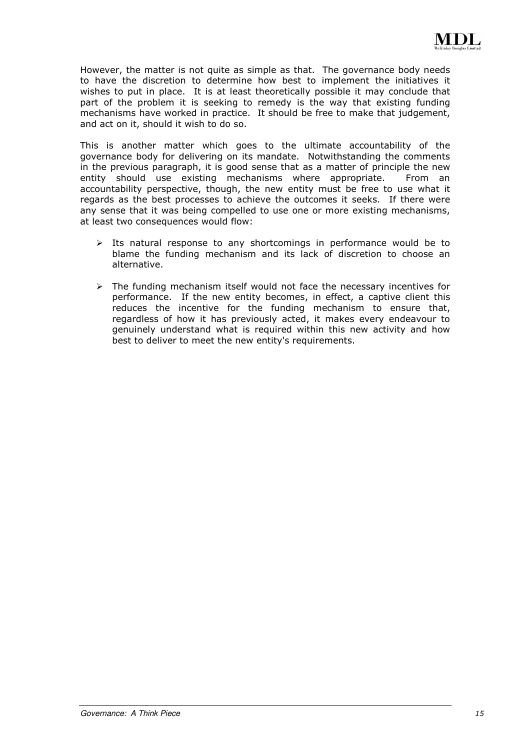However, the matter is not quite as simple as that. The governance body needs to have the discretion to determine how best to implement the initiatives it wishes to put in place. It is at least theoretically possible it may conclude that part of the problem it is seeking to remedy is the way that existing funding mechanisms have worked in practice. It should be free to make that judgement, and act on it, should it wish to do so.

This is another matter which goes to the ultimate accountability of the governance body for delivering on its mandate. Notwithstanding the comments in the previous paragraph, it is good sense that as a matter of principle the new entity should use existing mechanisms where appropriate. From an accountability perspective, though, the new entity must be free to use what it regards as the best processes to achieve the outcomes it seeks. If there were any sense that it was being compelled to use one or more existing mechanisms, at least two consequences would flow:

- Its natural response to any shortcomings in performance would be to blame the funding mechanism and its lack of discretion to choose an alternative.
- The funding mechanism itself would not face the necessary incentives for performance. If the new entity becomes, in effect, a captive client this reduces the incentive for the funding mechanism to ensure that, regardless of how it has previously acted, it makes every endeavour to genuinely understand what is required within this new activity and how best to deliver to meet the new entity's requirements.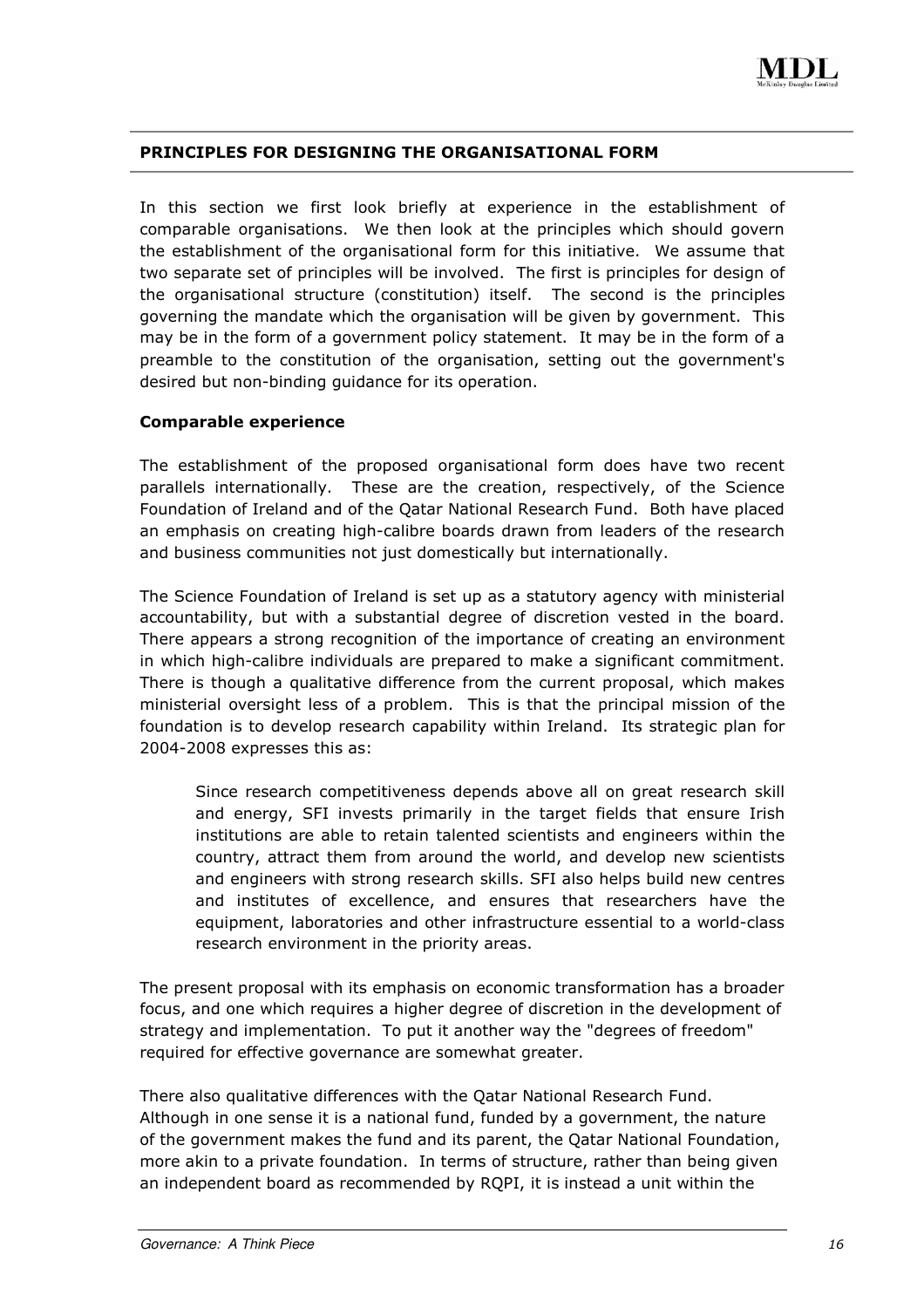## PRINCIPLES FOR DESIGNING THE ORGANISATIONAL FORM

In this section we first look briefly at experience in the establishment of comparable organisations. We then look at the principles which should govern the establishment of the organisational form for this initiative. We assume that two separate set of principles will be involved. The first is principles for design of the organisational structure (constitution) itself. The second is the principles governing the mandate which the organisation will be given by government. This may be in the form of a government policy statement. It may be in the form of a preamble to the constitution of the organisation, setting out the government's desired but non-binding guidance for its operation.

### Comparable experience

The establishment of the proposed organisational form does have two recent parallels internationally. These are the creation, respectively, of the Science Foundation of Ireland and of the Qatar National Research Fund. Both have placed an emphasis on creating high-calibre boards drawn from leaders of the research and business communities not just domestically but internationally.

The Science Foundation of Ireland is set up as a statutory agency with ministerial accountability, but with a substantial degree of discretion vested in the board. There appears a strong recognition of the importance of creating an environment in which high-calibre individuals are prepared to make a significant commitment. There is though a qualitative difference from the current proposal, which makes ministerial oversight less of a problem. This is that the principal mission of the foundation is to develop research capability within Ireland. Its strategic plan for 2004-2008 expresses this as:

> Since research competitiveness depends above all on great research skill and energy, SFI invests primarily in the target fields that ensure Irish institutions are able to retain talented scientists and engineers within the country, attract them from around the world, and develop new scientists and engineers with strong research skills. SFI also helps build new centres and institutes of excellence, and ensures that researchers have the equipment, laboratories and other infrastructure essential to a world-class research environment in the priority areas.

The present proposal with its emphasis on economic transformation has a broader focus, and one which requires a higher degree of discretion in the development of strategy and implementation. To put it another way the "degrees of freedom" required for effective governance are somewhat greater.

There also qualitative differences with the Qatar National Research Fund. Although in one sense it is a national fund, funded by a government, the nature of the government makes the fund and its parent, the Qatar National Foundation, more akin to a private foundation. In terms of structure, rather than being given an independent board as recommended by RQPI, it is instead a unit within the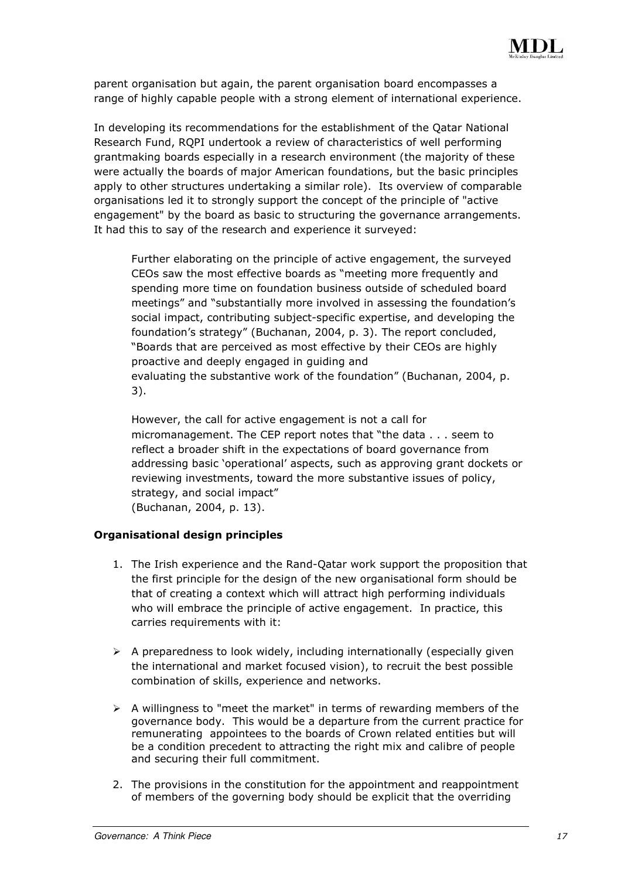parent organisation but again, the parent organisation board encompasses a range of highly capable people with a strong element of international experience.

In developing its recommendations for the establishment of the Qatar National Research Fund, RQPI undertook a review of characteristics of well performing grantmaking boards especially in a research environment (the majority of these were actually the boards of major American foundations, but the basic principles apply to other structures undertaking a similar role). Its overview of comparable organisations led it to strongly support the concept of the principle of "active engagement" by the board as basic to structuring the governance arrangements. It had this to say of the research and experience it surveyed:

> Further elaborating on the principle of active engagement, the surveyed CEOs saw the most effective boards as "meeting more frequently and spending more time on foundation business outside of scheduled board meetings" and "substantially more involved in assessing the foundation's social impact, contributing subject-specific expertise, and developing the foundation's strategy" (Buchanan, 2004, p. 3). The report concluded, "Boards that are perceived as most effective by their CEOs are highly proactive and deeply engaged in guiding and evaluating the substantive work of the foundation" (Buchanan, 2004, p. 3).
>
> However, the call for active engagement is not a call for micromanagement. The CEP report notes that "the data . . . seem to reflect a broader shift in the expectations of board governance from addressing basic 'operational' aspects, such as approving grant dockets or reviewing investments, toward the more substantive issues of policy, strategy, and social impact" (Buchanan, 2004, p. 13).

**Organisational design principles**

1. The Irish experience and the Rand-Qatar work support the proposition that the first principle for the design of the new organisational form should be that of creating a context which will attract high performing individuals who will embrace the principle of active engagement. In practice, this carries requirements with it:

- A preparedness to look widely, including internationally (especially given the international and market focused vision), to recruit the best possible combination of skills, experience and networks.

- A willingness to "meet the market" in terms of rewarding members of the governance body. This would be a departure from the current practice for remunerating appointees to the boards of Crown related entities but will be a condition precedent to attracting the right mix and calibre of people and securing their full commitment.

2. The provisions in the constitution for the appointment and reappointment of members of the governing body should be explicit that the overriding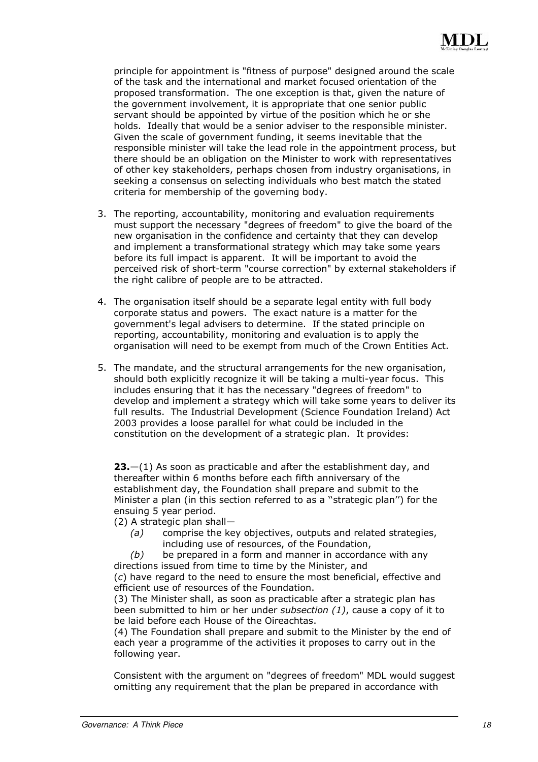principle for appointment is "fitness of purpose" designed around the scale of the task and the international and market focused orientation of the proposed transformation. The one exception is that, given the nature of the government involvement, it is appropriate that one senior public servant should be appointed by virtue of the position which he or she holds. Ideally that would be a senior adviser to the responsible minister. Given the scale of government funding, it seems inevitable that the responsible minister will take the lead role in the appointment process, but there should be an obligation on the Minister to work with representatives of other key stakeholders, perhaps chosen from industry organisations, in seeking a consensus on selecting individuals who best match the stated criteria for membership of the governing body.

3. The reporting, accountability, monitoring and evaluation requirements must support the necessary "degrees of freedom" to give the board of the new organisation in the confidence and certainty that they can develop and implement a transformational strategy which may take some years before its full impact is apparent. It will be important to avoid the perceived risk of short-term "course correction" by external stakeholders if the right calibre of people are to be attracted.

4. The organisation itself should be a separate legal entity with full body corporate status and powers. The exact nature is a matter for the government's legal advisers to determine. If the stated principle on reporting, accountability, monitoring and evaluation is to apply the organisation will need to be exempt from much of the Crown Entities Act.

5. The mandate, and the structural arrangements for the new organisation, should both explicitly recognize it will be taking a multi-year focus. This includes ensuring that it has the necessary "degrees of freedom" to develop and implement a strategy which will take some years to deliver its full results. The Industrial Development (Science Foundation Ireland) Act 2003 provides a loose parallel for what could be included in the constitution on the development of a strategic plan. It provides:

   **23.**—(1) As soon as practicable and after the establishment day, and thereafter within 6 months before each fifth anniversary of the establishment day, the Foundation shall prepare and submit to the Minister a plan (in this section referred to as a ''strategic plan'') for the ensuing 5 year period.

   (2) A strategic plan shall—

   *(a)* comprise the key objectives, outputs and related strategies, including use of resources, of the Foundation,

   *(b)* be prepared in a form and manner in accordance with any directions issued from time to time by the Minister, and

   (*c*) have regard to the need to ensure the most beneficial, effective and efficient use of resources of the Foundation.

   (3) The Minister shall, as soon as practicable after a strategic plan has been submitted to him or her under *subsection (1)*, cause a copy of it to be laid before each House of the Oireachtas.

   (4) The Foundation shall prepare and submit to the Minister by the end of each year a programme of the activities it proposes to carry out in the following year.

   Consistent with the argument on "degrees of freedom" MDL would suggest omitting any requirement that the plan be prepared in accordance with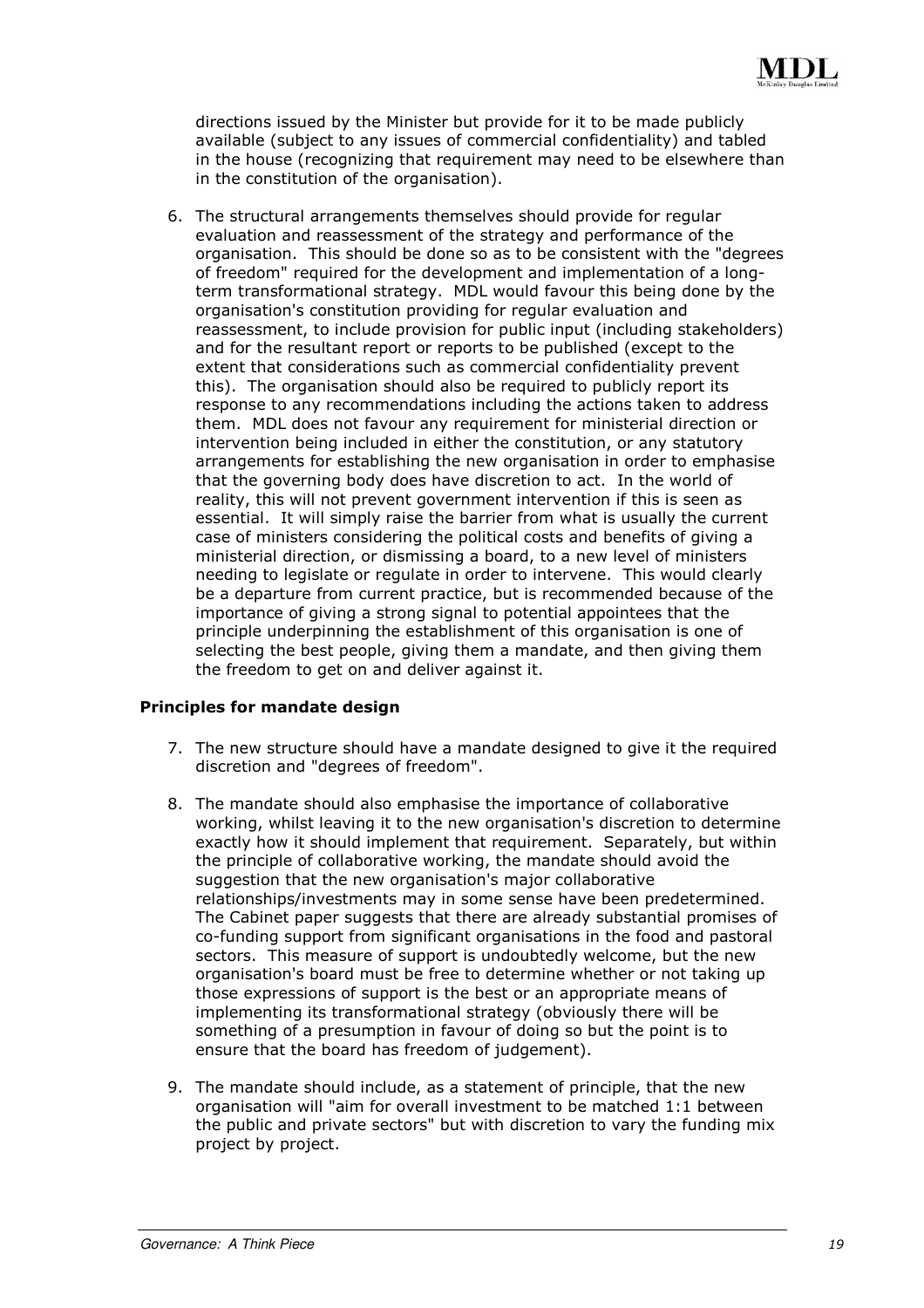directions issued by the Minister but provide for it to be made publicly available (subject to any issues of commercial confidentiality) and tabled in the house (recognizing that requirement may need to be elsewhere than in the constitution of the organisation).

6. The structural arrangements themselves should provide for regular evaluation and reassessment of the strategy and performance of the organisation. This should be done so as to be consistent with the "degrees of freedom" required for the development and implementation of a long-term transformational strategy. MDL would favour this being done by the organisation's constitution providing for regular evaluation and reassessment, to include provision for public input (including stakeholders) and for the resultant report or reports to be published (except to the extent that considerations such as commercial confidentiality prevent this). The organisation should also be required to publicly report its response to any recommendations including the actions taken to address them. MDL does not favour any requirement for ministerial direction or intervention being included in either the constitution, or any statutory arrangements for establishing the new organisation in order to emphasise that the governing body does have discretion to act. In the world of reality, this will not prevent government intervention if this is seen as essential. It will simply raise the barrier from what is usually the current case of ministers considering the political costs and benefits of giving a ministerial direction, or dismissing a board, to a new level of ministers needing to legislate or regulate in order to intervene. This would clearly be a departure from current practice, but is recommended because of the importance of giving a strong signal to potential appointees that the principle underpinning the establishment of this organisation is one of selecting the best people, giving them a mandate, and then giving them the freedom to get on and deliver against it.

**Principles for mandate design**

7. The new structure should have a mandate designed to give it the required discretion and "degrees of freedom".

8. The mandate should also emphasise the importance of collaborative working, whilst leaving it to the new organisation's discretion to determine exactly how it should implement that requirement. Separately, but within the principle of collaborative working, the mandate should avoid the suggestion that the new organisation's major collaborative relationships/investments may in some sense have been predetermined. The Cabinet paper suggests that there are already substantial promises of co-funding support from significant organisations in the food and pastoral sectors. This measure of support is undoubtedly welcome, but the new organisation's board must be free to determine whether or not taking up those expressions of support is the best or an appropriate means of implementing its transformational strategy (obviously there will be something of a presumption in favour of doing so but the point is to ensure that the board has freedom of judgement).

9. The mandate should include, as a statement of principle, that the new organisation will "aim for overall investment to be matched 1:1 between the public and private sectors" but with discretion to vary the funding mix project by project.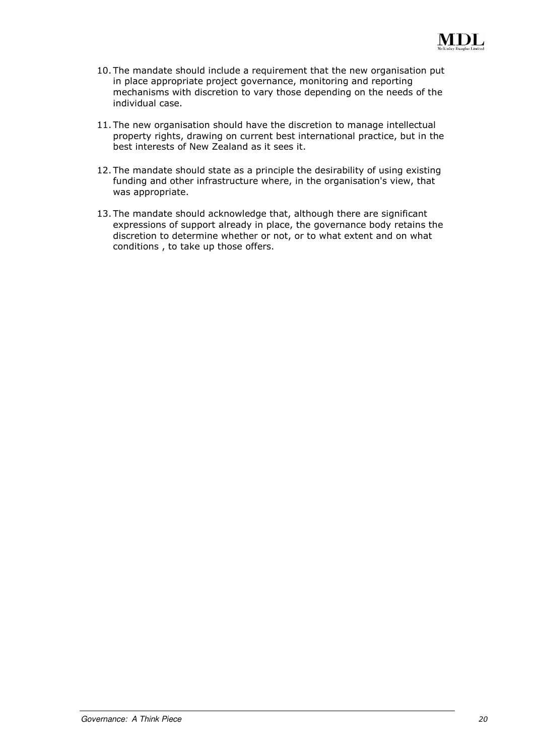10. The mandate should include a requirement that the new organisation put in place appropriate project governance, monitoring and reporting mechanisms with discretion to vary those depending on the needs of the individual case.

11. The new organisation should have the discretion to manage intellectual property rights, drawing on current best international practice, but in the best interests of New Zealand as it sees it.

12. The mandate should state as a principle the desirability of using existing funding and other infrastructure where, in the organisation's view, that was appropriate.

13. The mandate should acknowledge that, although there are significant expressions of support already in place, the governance body retains the discretion to determine whether or not, or to what extent and on what conditions , to take up those offers.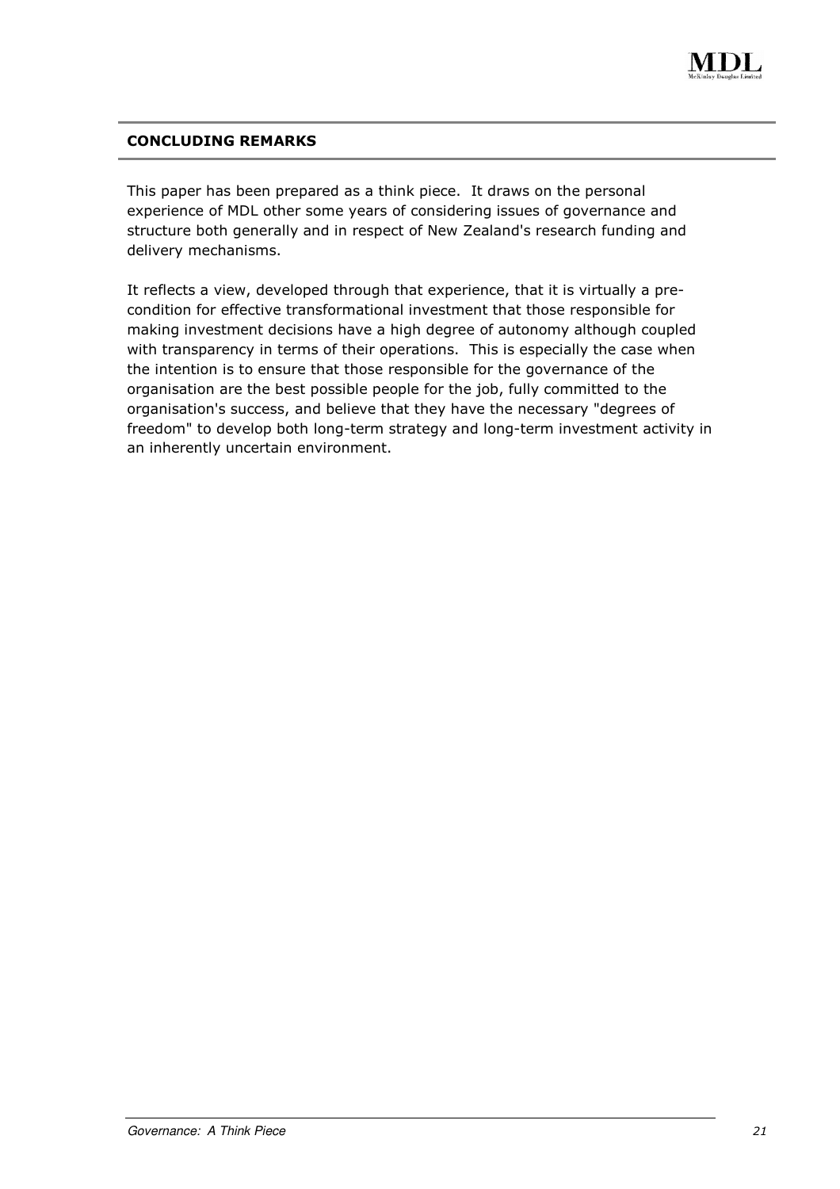## CONCLUDING REMARKS

This paper has been prepared as a think piece. It draws on the personal experience of MDL other some years of considering issues of governance and structure both generally and in respect of New Zealand's research funding and delivery mechanisms.

It reflects a view, developed through that experience, that it is virtually a pre-condition for effective transformational investment that those responsible for making investment decisions have a high degree of autonomy although coupled with transparency in terms of their operations. This is especially the case when the intention is to ensure that those responsible for the governance of the organisation are the best possible people for the job, fully committed to the organisation's success, and believe that they have the necessary "degrees of freedom" to develop both long-term strategy and long-term investment activity in an inherently uncertain environment.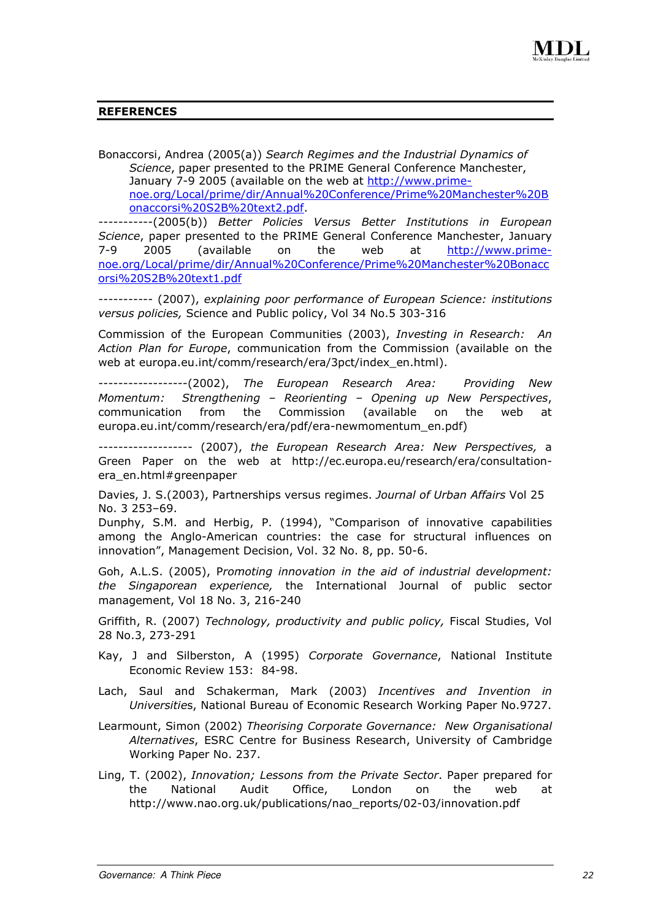## REFERENCES

Bonaccorsi, Andrea (2005(a)) *Search Regimes and the Industrial Dynamics of Science*, paper presented to the PRIME General Conference Manchester, January 7-9 2005 (available on the web at http://www.prime-noe.org/Local/prime/dir/Annual%20Conference/Prime%20Manchester%20Bonaccorsi%20S2B%20text2.pdf.

-----------(2005(b)) *Better Policies Versus Better Institutions in European Science*, paper presented to the PRIME General Conference Manchester, January 7-9 2005 (available on the web at http://www.prime-noe.org/Local/prime/dir/Annual%20Conference/Prime%20Manchester%20Bonaccorsi%20S2B%20text1.pdf

----------- (2007), *explaining poor performance of European Science: institutions versus policies,* Science and Public policy, Vol 34 No.5 303-316

Commission of the European Communities (2003), *Investing in Research: An Action Plan for Europe*, communication from the Commission (available on the web at europa.eu.int/comm/research/era/3pct/index_en.html).

------------------(2002), *The European Research Area: Providing New Momentum: Strengthening – Reorienting – Opening up New Perspectives*, communication from the Commission (available on the web at europa.eu.int/comm/research/era/pdf/era-newmomentum_en.pdf)

------------------- (2007), *the European Research Area: New Perspectives,* a Green Paper on the web at http://ec.europa.eu/research/era/consultation-era_en.html#greenpaper

Davies, J. S.(2003), Partnerships versus regimes. *Journal of Urban Affairs* Vol 25 No. 3 253–69.

Dunphy, S.M. and Herbig, P. (1994), "Comparison of innovative capabilities among the Anglo-American countries: the case for structural influences on innovation", Management Decision, Vol. 32 No. 8, pp. 50-6.

Goh, A.L.S. (2005), P*romoting innovation in the aid of industrial development: the Singaporean experience,* the International Journal of public sector management, Vol 18 No. 3, 216-240

Griffith, R. (2007) *Technology, productivity and public policy,* Fiscal Studies, Vol 28 No.3, 273-291

Kay, J and Silberston, A (1995) *Corporate Governance*, National Institute Economic Review 153: 84-98.

Lach, Saul and Schakerman, Mark (2003) *Incentives and Invention in Universities*, National Bureau of Economic Research Working Paper No.9727.

Learmount, Simon (2002) *Theorising Corporate Governance: New Organisational Alternatives*, ESRC Centre for Business Research, University of Cambridge Working Paper No. 237.

Ling, T. (2002), *Innovation; Lessons from the Private Sector*. Paper prepared for the National Audit Office, London on the web at http://www.nao.org.uk/publications/nao_reports/02-03/innovation.pdf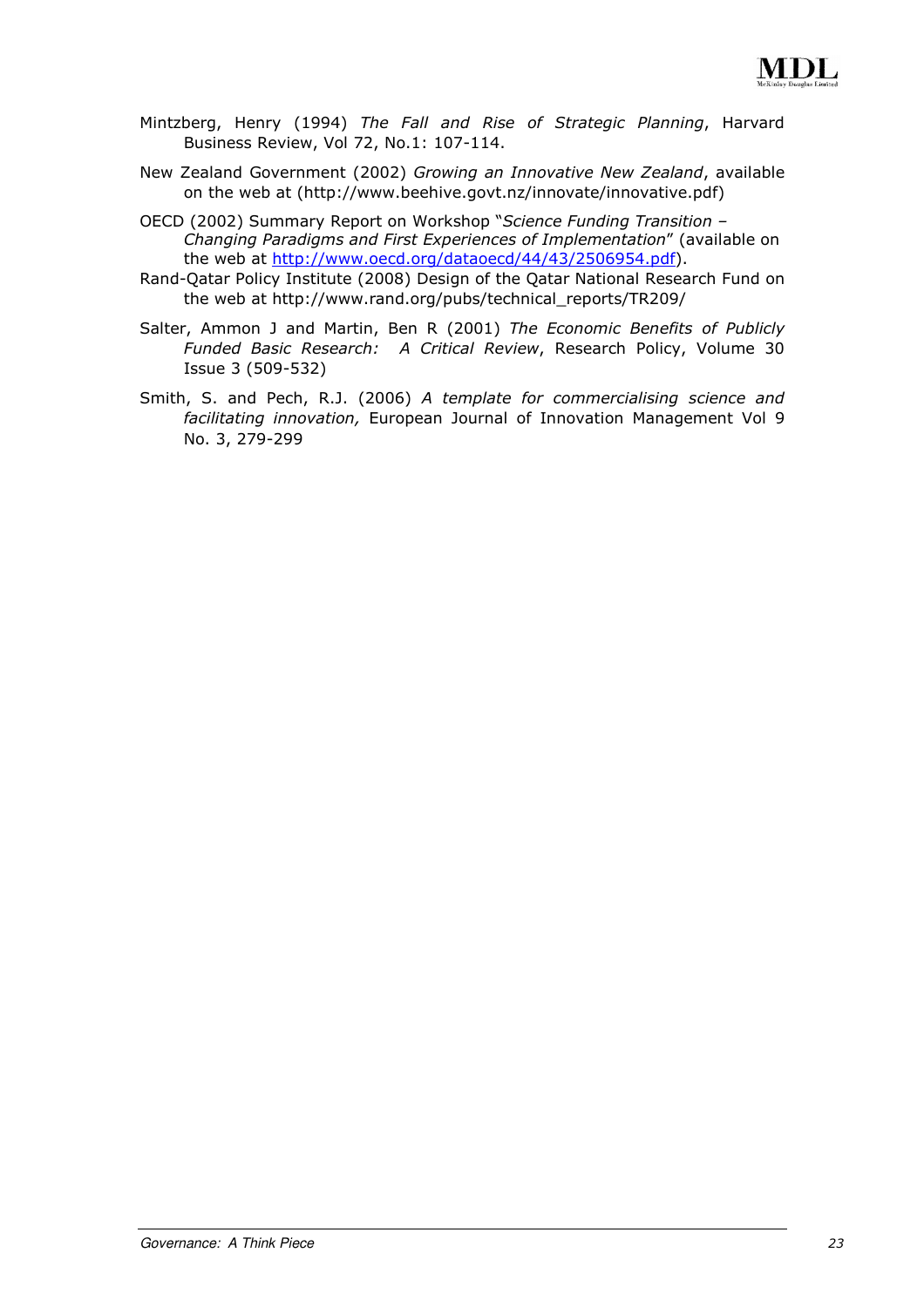Mintzberg, Henry (1994) *The Fall and Rise of Strategic Planning*, Harvard Business Review, Vol 72, No.1: 107-114.

New Zealand Government (2002) *Growing an Innovative New Zealand*, available on the web at (http://www.beehive.govt.nz/innovate/innovative.pdf)

OECD (2002) Summary Report on Workshop "*Science Funding Transition – Changing Paradigms and First Experiences of Implementation*" (available on the web at http://www.oecd.org/dataoecd/44/43/2506954.pdf).

Rand-Qatar Policy Institute (2008) Design of the Qatar National Research Fund on the web at http://www.rand.org/pubs/technical_reports/TR209/

Salter, Ammon J and Martin, Ben R (2001) *The Economic Benefits of Publicly Funded Basic Research: A Critical Review*, Research Policy, Volume 30 Issue 3 (509-532)

Smith, S. and Pech, R.J. (2006) *A template for commercialising science and facilitating innovation,* European Journal of Innovation Management Vol 9 No. 3, 279-299